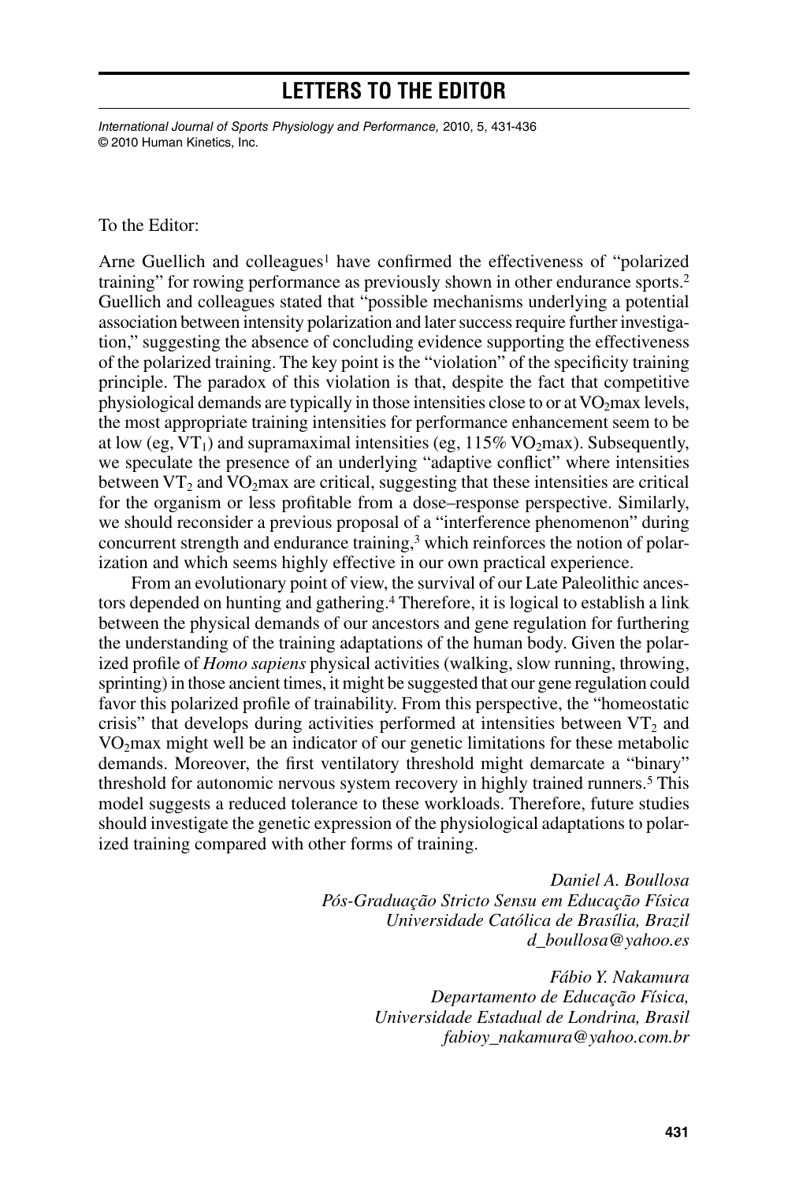# LETTERS TO THE EDITOR

To the Editor:

Arne Guellich and colleagues[1] have confirmed the effectiveness of "polarized training" for rowing performance as previously shown in other endurance sports.[2] Guellich and colleagues stated that "possible mechanisms underlying a potential association between intensity polarization and later success require further investigation," suggesting the absence of concluding evidence supporting the effectiveness of the polarized training. The key point is the "violation" of the specificity training principle. The paradox of this violation is that, despite the fact that competitive physiological demands are typically in those intensities close to or at $VO_2max$ levels, the most appropriate training intensities for performance enhancement seem to be at low (eg, $VT_1$) and supramaximal intensities (eg, 115% $VO_2max$). Subsequently, we speculate the presence of an underlying "adaptive conflict" where intensities between $VT_2$ and $VO_2max$ are critical, suggesting that these intensities are critical for the organism or less profitable from a dose–response perspective. Similarly, we should reconsider a previous proposal of a "interference phenomenon" during concurrent strength and endurance training,[3] which reinforces the notion of polarization and which seems highly effective in our own practical experience.

From an evolutionary point of view, the survival of our Late Paleolithic ancestors depended on hunting and gathering.[4] Therefore, it is logical to establish a link between the physical demands of our ancestors and gene regulation for furthering the understanding of the training adaptations of the human body. Given the polarized profile of *Homo sapiens* physical activities (walking, slow running, throwing, sprinting) in those ancient times, it might be suggested that our gene regulation could favor this polarized profile of trainability. From this perspective, the "homeostatic crisis" that develops during activities performed at intensities between $VT_2$ and $VO_2max$ might well be an indicator of our genetic limitations for these metabolic demands. Moreover, the first ventilatory threshold might demarcate a "binary" threshold for autonomic nervous system recovery in highly trained runners.[5] This model suggests a reduced tolerance to these workloads. Therefore, future studies should investigate the genetic expression of the physiological adaptations to polarized training compared with other forms of training.

*Daniel A. Boullosa*
*Pós-Graduação Stricto Sensu em Educação Física*
*Universidade Católica de Brasília, Brazil*
*d_boullosa@yahoo.es*

*Fábio Y. Nakamura*
*Departamento de Educação Física,*
*Universidade Estadual de Londrina, Brasil*
*fabioy_nakamura@yahoo.com.br*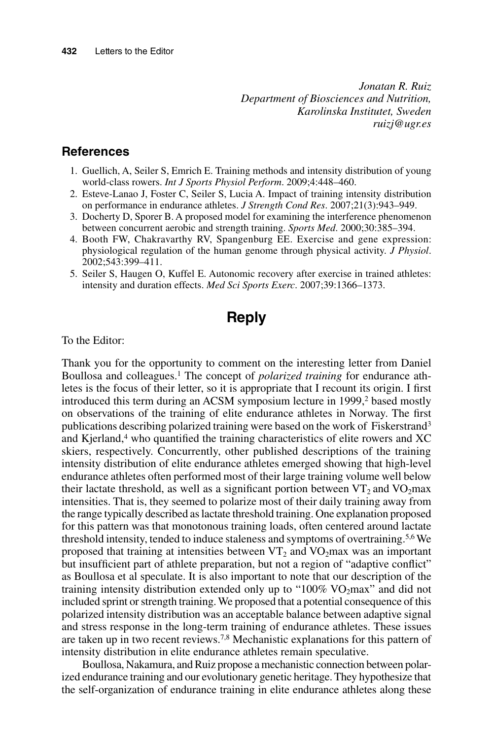*Jonatan R. Ruiz*
*Department of Biosciences and Nutrition,*
*Karolinska Institutet, Sweden*
*ruizj@ugr.es*

## References

1. Guellich, A, Seiler S, Emrich E. Training methods and intensity distribution of young world-class rowers. *Int J Sports Physiol Perform*. 2009;4:448–460.
2. Esteve-Lanao J, Foster C, Seiler S, Lucia A. Impact of training intensity distribution on performance in endurance athletes. *J Strength Cond Res*. 2007;21(3):943–949.
3. Docherty D, Sporer B. A proposed model for examining the interference phenomenon between concurrent aerobic and strength training. *Sports Med*. 2000;30:385–394.
4. Booth FW, Chakravarthy RV, Spangenburg EE. Exercise and gene expression: physiological regulation of the human genome through physical activity. *J Physiol*. 2002;543:399–411.
5. Seiler S, Haugen O, Kuffel E. Autonomic recovery after exercise in trained athletes: intensity and duration effects. *Med Sci Sports Exerc*. 2007;39:1366–1373.

# Reply

To the Editor:

Thank you for the opportunity to comment on the interesting letter from Daniel Boullosa and colleagues.[1] The concept of *polarized training* for endurance athletes is the focus of their letter, so it is appropriate that I recount its origin. I first introduced this term during an ACSM symposium lecture in 1999,[2] based mostly on observations of the training of elite endurance athletes in Norway. The first publications describing polarized training were based on the work of Fiskerstrand[3] and Kjerland,[4] who quantified the training characteristics of elite rowers and XC skiers, respectively. Concurrently, other published descriptions of the training intensity distribution of elite endurance athletes emerged showing that high-level endurance athletes often performed most of their large training volume well below their lactate threshold, as well as a significant portion between $VT_2$ and $VO_2max$ intensities. That is, they seemed to polarize most of their daily training away from the range typically described as lactate threshold training. One explanation proposed for this pattern was that monotonous training loads, often centered around lactate threshold intensity, tended to induce staleness and symptoms of overtraining.[5,6] We proposed that training at intensities between $VT_2$ and $VO_2max$ was an important but insufficient part of athlete preparation, but not a region of "adaptive conflict" as Boullosa et al speculate. It is also important to note that our description of the training intensity distribution extended only up to "100% $VO_2max$" and did not included sprint or strength training. We proposed that a potential consequence of this polarized intensity distribution was an acceptable balance between adaptive signal and stress response in the long-term training of endurance athletes. These issues are taken up in two recent reviews.[7,8] Mechanistic explanations for this pattern of intensity distribution in elite endurance athletes remain speculative.

Boullosa, Nakamura, and Ruiz propose a mechanistic connection between polarized endurance training and our evolutionary genetic heritage. They hypothesize that the self-organization of endurance training in elite endurance athletes along these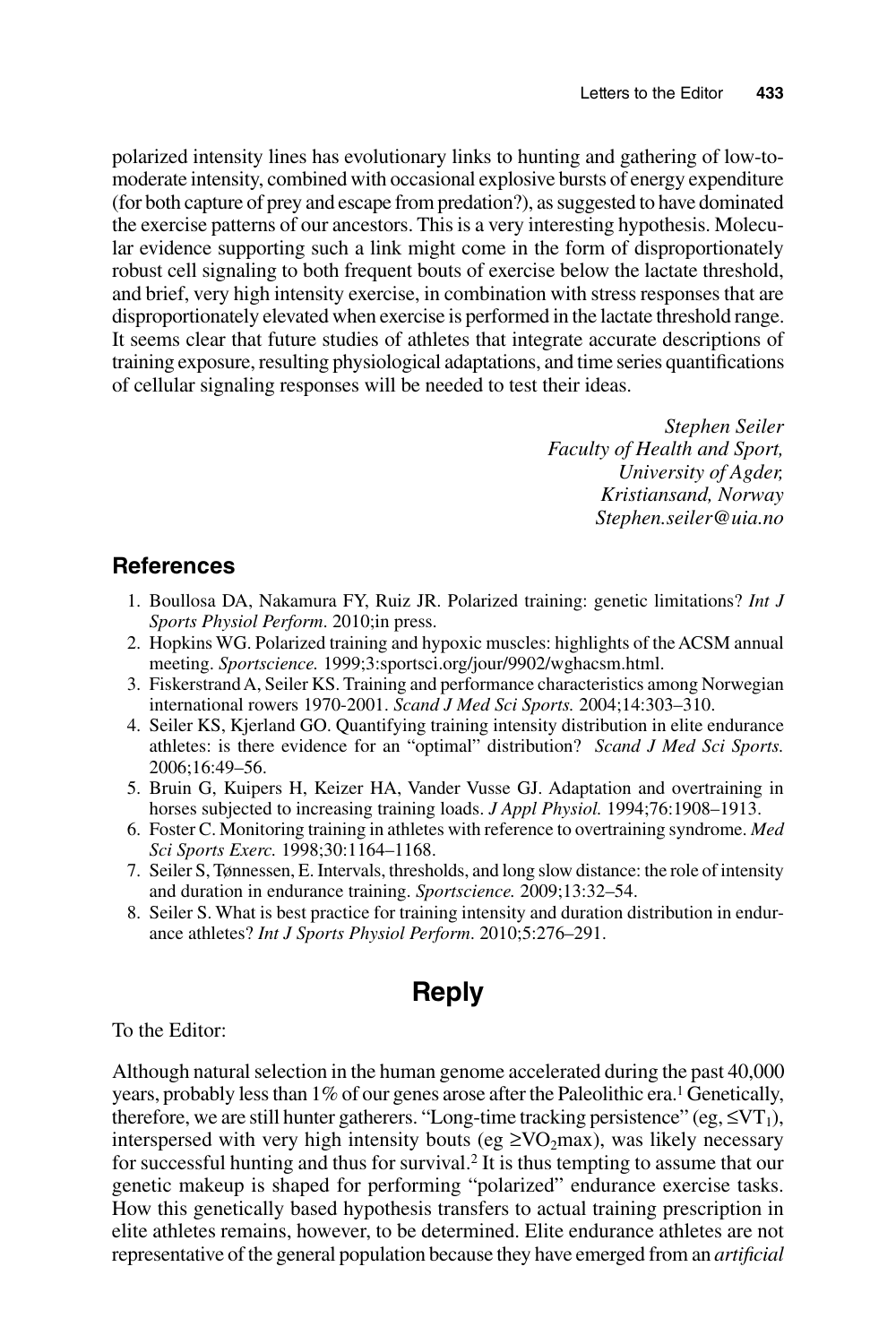polarized intensity lines has evolutionary links to hunting and gathering of low-to-moderate intensity, combined with occasional explosive bursts of energy expenditure (for both capture of prey and escape from predation?), as suggested to have dominated the exercise patterns of our ancestors. This is a very interesting hypothesis. Molecular evidence supporting such a link might come in the form of disproportionately robust cell signaling to both frequent bouts of exercise below the lactate threshold, and brief, very high intensity exercise, in combination with stress responses that are disproportionately elevated when exercise is performed in the lactate threshold range. It seems clear that future studies of athletes that integrate accurate descriptions of training exposure, resulting physiological adaptations, and time series quantifications of cellular signaling responses will be needed to test their ideas.

*Stephen Seiler*
*Faculty of Health and Sport,*
*University of Agder,*
*Kristiansand, Norway*
*Stephen.seiler@uia.no*

## References

1. Boullosa DA, Nakamura FY, Ruiz JR. Polarized training: genetic limitations? *Int J Sports Physiol Perform*. 2010;in press.
2. Hopkins WG. Polarized training and hypoxic muscles: highlights of the ACSM annual meeting. *Sportscience.* 1999;3:sportsci.org/jour/9902/wghacsm.html.
3. Fiskerstrand A, Seiler KS. Training and performance characteristics among Norwegian international rowers 1970-2001. *Scand J Med Sci Sports.* 2004;14:303–310.
4. Seiler KS, Kjerland GO. Quantifying training intensity distribution in elite endurance athletes: is there evidence for an "optimal" distribution? *Scand J Med Sci Sports.* 2006;16:49–56.
5. Bruin G, Kuipers H, Keizer HA, Vander Vusse GJ. Adaptation and overtraining in horses subjected to increasing training loads. *J Appl Physiol.* 1994;76:1908–1913.
6. Foster C. Monitoring training in athletes with reference to overtraining syndrome. *Med Sci Sports Exerc.* 1998;30:1164–1168.
7. Seiler S, Tønnessen, E. Intervals, thresholds, and long slow distance: the role of intensity and duration in endurance training. *Sportscience.* 2009;13:32–54.
8. Seiler S. What is best practice for training intensity and duration distribution in endurance athletes? *Int J Sports Physiol Perform*. 2010;5:276–291.

# Reply

To the Editor:

Although natural selection in the human genome accelerated during the past 40,000 years, probably less than 1% of our genes arose after the Paleolithic era.[1] Genetically, therefore, we are still hunter gatherers. "Long-time tracking persistence" (eg, $\leq VT_1$), interspersed with very high intensity bouts (eg $\geq VO_2max$), was likely necessary for successful hunting and thus for survival.[2] It is thus tempting to assume that our genetic makeup is shaped for performing "polarized" endurance exercise tasks. How this genetically based hypothesis transfers to actual training prescription in elite athletes remains, however, to be determined. Elite endurance athletes are not representative of the general population because they have emerged from an *artificial*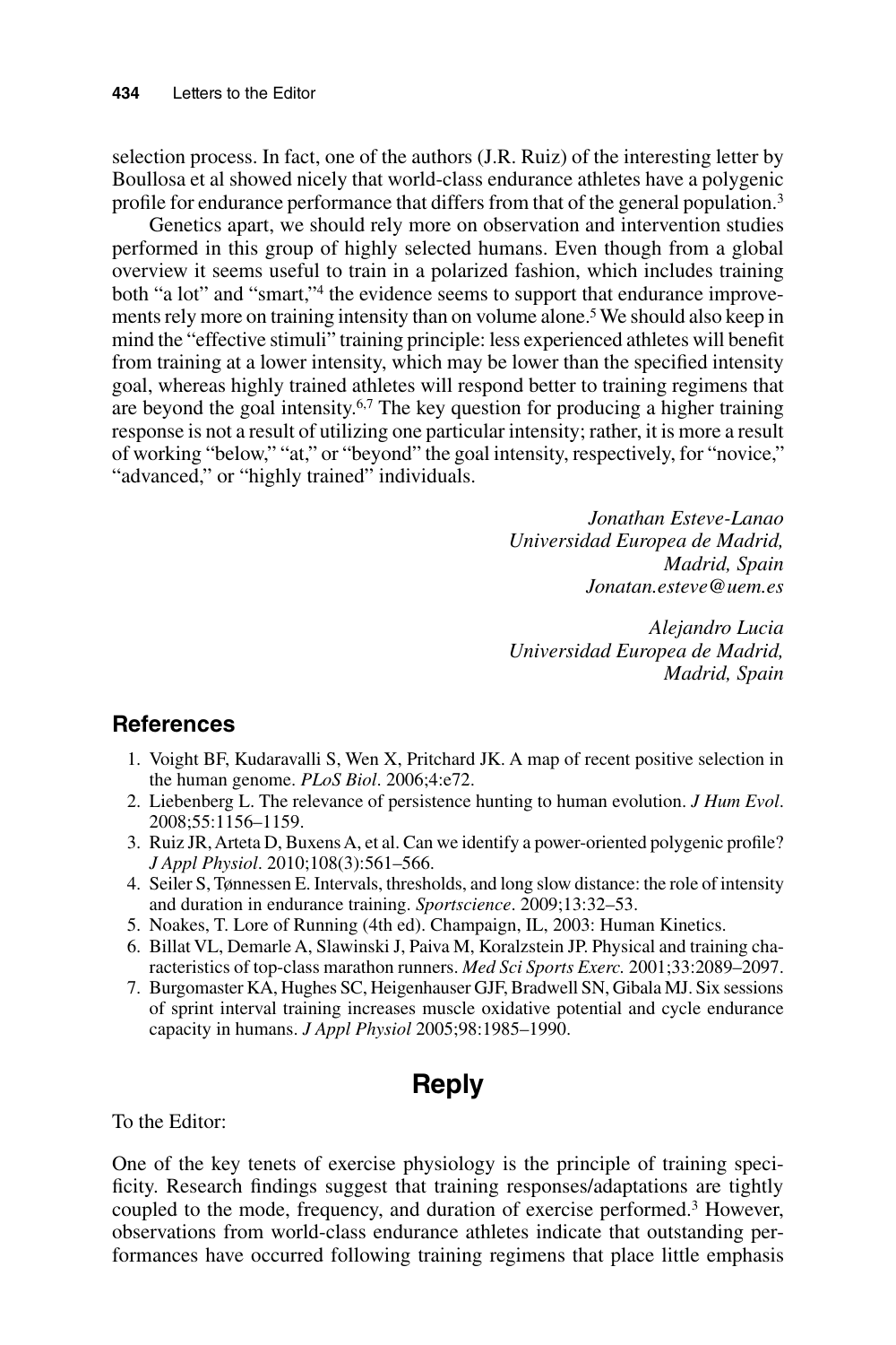selection process. In fact, one of the authors (J.R. Ruiz) of the interesting letter by Boullosa et al showed nicely that world-class endurance athletes have a polygenic profile for endurance performance that differs from that of the general population.[3]

Genetics apart, we should rely more on observation and intervention studies performed in this group of highly selected humans. Even though from a global overview it seems useful to train in a polarized fashion, which includes training both "a lot" and "smart,"[4] the evidence seems to support that endurance improvements rely more on training intensity than on volume alone.[5] We should also keep in mind the "effective stimuli" training principle: less experienced athletes will benefit from training at a lower intensity, which may be lower than the specified intensity goal, whereas highly trained athletes will respond better to training regimens that are beyond the goal intensity.[6,7] The key question for producing a higher training response is not a result of utilizing one particular intensity; rather, it is more a result of working "below," "at," or "beyond" the goal intensity, respectively, for "novice," "advanced," or "highly trained" individuals.

*Jonathan Esteve-Lanao*
*Universidad Europea de Madrid,*
*Madrid, Spain*
*Jonatan.esteve@uem.es*

*Alejandro Lucia*
*Universidad Europea de Madrid,*
*Madrid, Spain*

## References

1. Voight BF, Kudaravalli S, Wen X, Pritchard JK. A map of recent positive selection in the human genome. *PLoS Biol*. 2006;4:e72.
2. Liebenberg L. The relevance of persistence hunting to human evolution. *J Hum Evol*. 2008;55:1156–1159.
3. Ruiz JR, Arteta D, Buxens A, et al. Can we identify a power-oriented polygenic profile? *J Appl Physiol*. 2010;108(3):561–566.
4. Seiler S, Tønnessen E. Intervals, thresholds, and long slow distance: the role of intensity and duration in endurance training. *Sportscience*. 2009;13:32–53.
5. Noakes, T. Lore of Running (4th ed). Champaign, IL, 2003: Human Kinetics.
6. Billat VL, Demarle A, Slawinski J, Paiva M, Koralzstein JP. Physical and training characteristics of top-class marathon runners. *Med Sci Sports Exerc.* 2001;33:2089–2097.
7. Burgomaster KA, Hughes SC, Heigenhauser GJF, Bradwell SN, Gibala MJ. Six sessions of sprint interval training increases muscle oxidative potential and cycle endurance capacity in humans. *J Appl Physiol* 2005;98:1985–1990.

# Reply

To the Editor:

One of the key tenets of exercise physiology is the principle of training specificity. Research findings suggest that training responses/adaptations are tightly coupled to the mode, frequency, and duration of exercise performed.[3] However, observations from world-class endurance athletes indicate that outstanding performances have occurred following training regimens that place little emphasis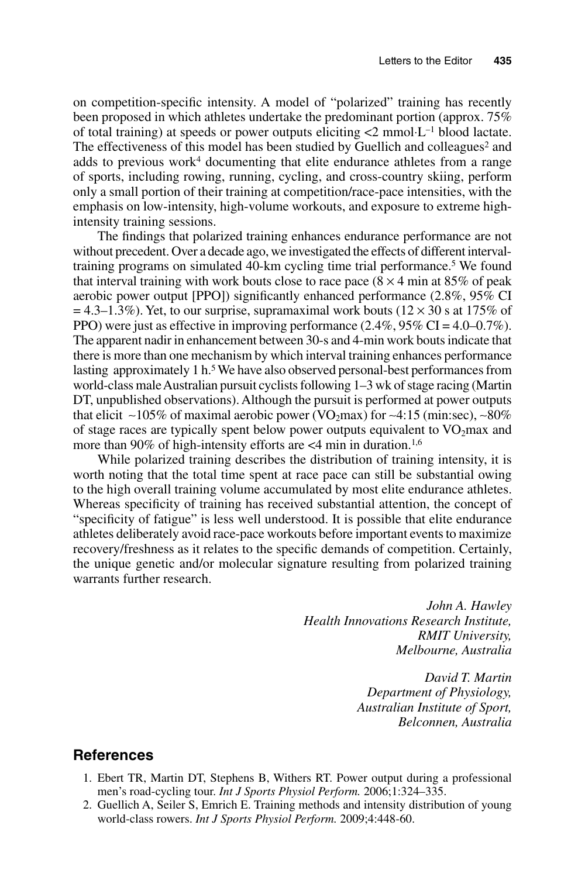on competition-specific intensity. A model of "polarized" training has recently been proposed in which athletes undertake the predominant portion (approx. 75% of total training) at speeds or power outputs eliciting <2 $mmol \cdot L^{-1}$ blood lactate. The effectiveness of this model has been studied by Guellich and colleagues[2] and adds to previous work[4] documenting that elite endurance athletes from a range of sports, including rowing, running, cycling, and cross-country skiing, perform only a small portion of their training at competition/race-pace intensities, with the emphasis on low-intensity, high-volume workouts, and exposure to extreme high-intensity training sessions.

The findings that polarized training enhances endurance performance are not without precedent. Over a decade ago, we investigated the effects of different interval-training programs on simulated 40-km cycling time trial performance.[5] We found that interval training with work bouts close to race pace (8 × 4 min at 85% of peak aerobic power output [PPO]) significantly enhanced performance (2.8%, 95% CI = 4.3–1.3%). Yet, to our surprise, supramaximal work bouts (12 × 30 s at 175% of PPO) were just as effective in improving performance (2.4%, 95% CI = 4.0–0.7%). The apparent nadir in enhancement between 30-s and 4-min work bouts indicate that there is more than one mechanism by which interval training enhances performance lasting approximately 1 h.[5] We have also observed personal-best performances from world-class male Australian pursuit cyclists following 1–3 wk of stage racing (Martin DT, unpublished observations). Although the pursuit is performed at power outputs that elicit ~105% of maximal aerobic power ($VO_2max$) for ~4:15 (min:sec), ~80% of stage races are typically spent below power outputs equivalent to $VO_2max$ and more than 90% of high-intensity efforts are <4 min in duration.[1,6]

While polarized training describes the distribution of training intensity, it is worth noting that the total time spent at race pace can still be substantial owing to the high overall training volume accumulated by most elite endurance athletes. Whereas specificity of training has received substantial attention, the concept of "specificity of fatigue" is less well understood. It is possible that elite endurance athletes deliberately avoid race-pace workouts before important events to maximize recovery/freshness as it relates to the specific demands of competition. Certainly, the unique genetic and/or molecular signature resulting from polarized training warrants further research.

*John A. Hawley*
*Health Innovations Research Institute,*
*RMIT University,*
*Melbourne, Australia*

*David T. Martin*
*Department of Physiology,*
*Australian Institute of Sport,*
*Belconnen, Australia*

## References

1. Ebert TR, Martin DT, Stephens B, Withers RT. Power output during a professional men's road-cycling tour. *Int J Sports Physiol Perform.* 2006;1:324–335.
2. Guellich A, Seiler S, Emrich E. Training methods and intensity distribution of young world-class rowers. *Int J Sports Physiol Perform.* 2009;4:448-60.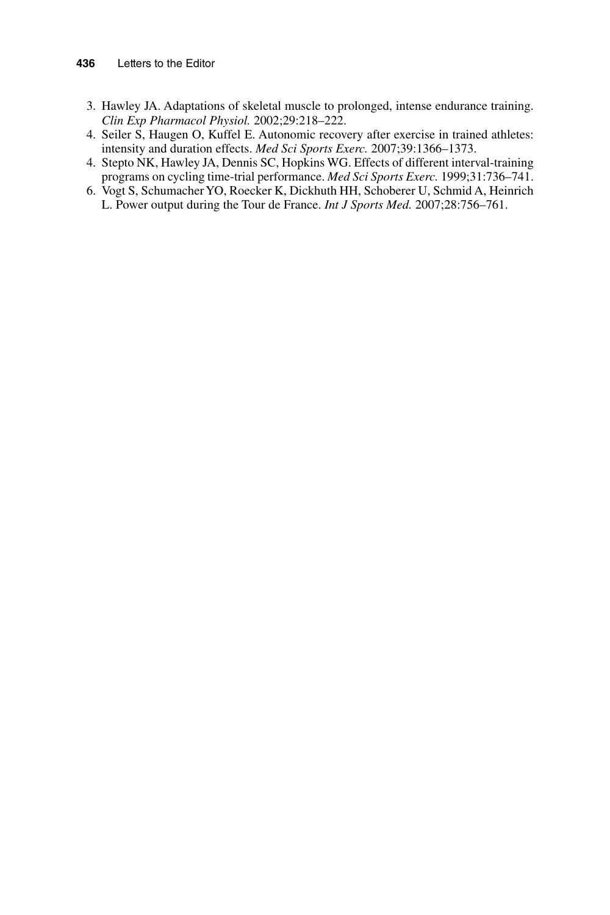3. Hawley JA. Adaptations of skeletal muscle to prolonged, intense endurance training. *Clin Exp Pharmacol Physiol.* 2002;29:218–222.
4. Seiler S, Haugen O, Kuffel E. Autonomic recovery after exercise in trained athletes: intensity and duration effects. *Med Sci Sports Exerc.* 2007;39:1366–1373.
4. Stepto NK, Hawley JA, Dennis SC, Hopkins WG. Effects of different interval-training programs on cycling time-trial performance. *Med Sci Sports Exerc.* 1999;31:736–741.
6. Vogt S, Schumacher YO, Roecker K, Dickhuth HH, Schoberer U, Schmid A, Heinrich L. Power output during the Tour de France. *Int J Sports Med.* 2007;28:756–761.